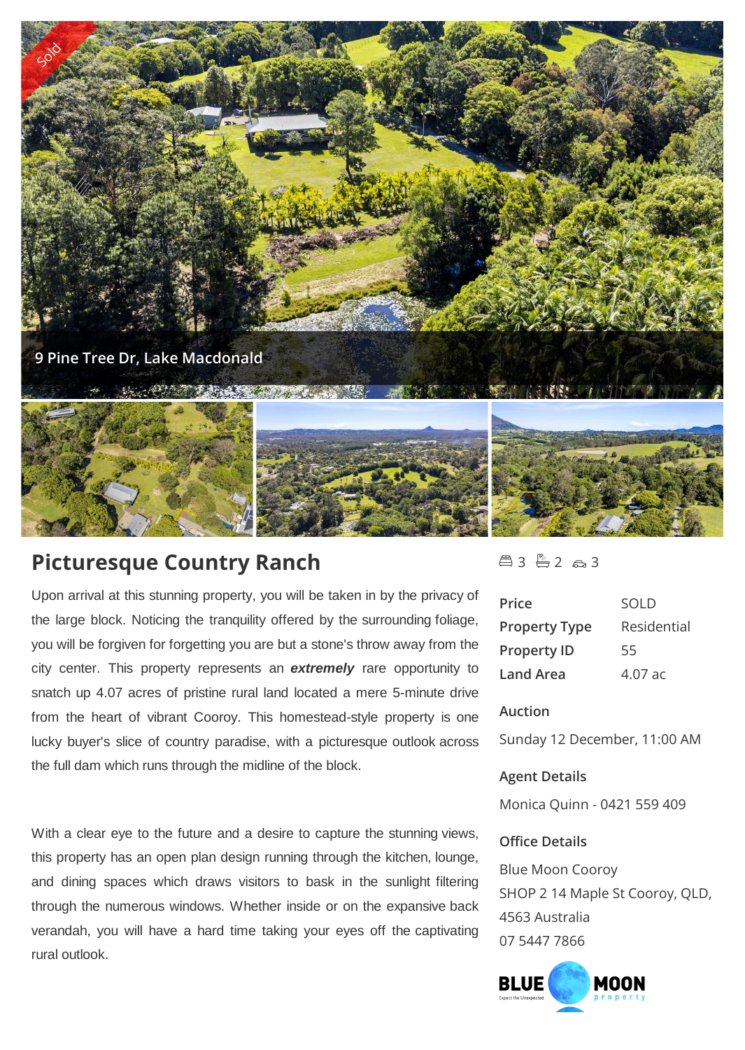9 Pine Tree Dr, Lake Macdonald

# Picturesque Country Ranch

3 | 2 | 3

Upon arrival at this stunning property, you will be taken in by the privacy of the large block. Noticing the tranquility offered by the surrounding foliage, you will be forgiven for forgetting you are but a stone's throw away from the city center. This property represents an ***extremely*** rare opportunity to snatch up 4.07 acres of pristine rural land located a mere 5-minute drive from the heart of vibrant Cooroy. This homestead-style property is one lucky buyer's slice of country paradise, with a picturesque outlook across the full dam which runs through the midline of the block.

With a clear eye to the future and a desire to capture the stunning views, this property has an open plan design running through the kitchen, lounge, and dining spaces which draws visitors to bask in the sunlight filtering through the numerous windows. Whether inside or on the expansive back verandah, you will have a hard time taking your eyes off the captivating rural outlook.

| | |
|---|---|
| **Price** | SOLD |
| **Property Type** | Residential |
| **Property ID** | 55 |
| **Land Area** | 4.07 ac |

**Auction**

Sunday 12 December, 11:00 AM

**Agent Details**

Monica Quinn - 0421 559 409

**Office Details**

Blue Moon Cooroy
SHOP 2 14 Maple St Cooroy, QLD, 4563 Australia
07 5447 7866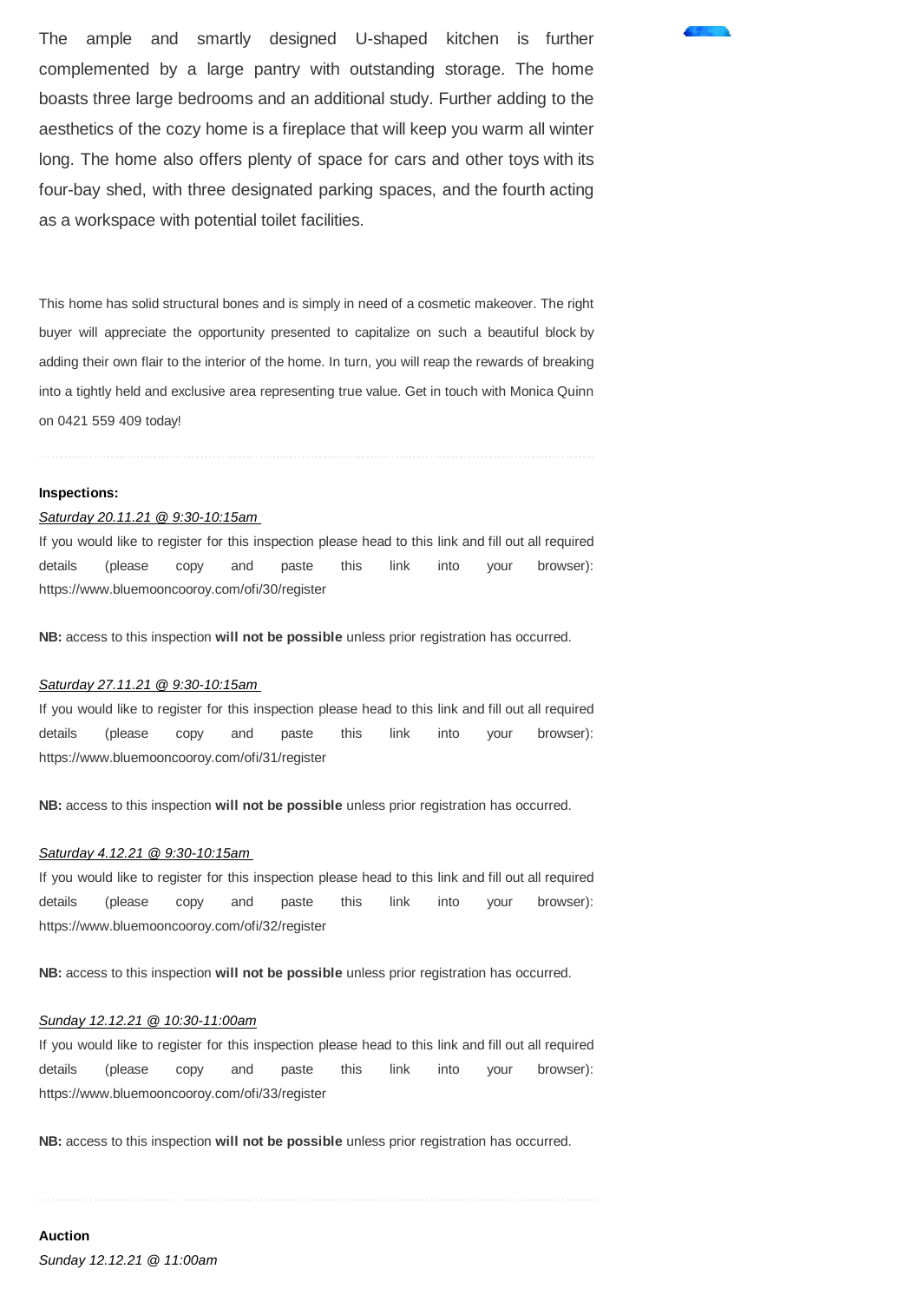The ample and smartly designed U-shaped kitchen is further complemented by a large pantry with outstanding storage. The home boasts three large bedrooms and an additional study. Further adding to the aesthetics of the cozy home is a fireplace that will keep you warm all winter long. The home also offers plenty of space for cars and other toys with its four-bay shed, with three designated parking spaces, and the fourth acting as a workspace with potential toilet facilities.

This home has solid structural bones and is simply in need of a cosmetic makeover. The right buyer will appreciate the opportunity presented to capitalize on such a beautiful block by adding their own flair to the interior of the home. In turn, you will reap the rewards of breaking into a tightly held and exclusive area representing true value. Get in touch with Monica Quinn on 0421 559 409 today!

---

**Inspections:**

*Saturday 20.11.21 @ 9:30-10:15am*

If you would like to register for this inspection please head to this link and fill out all required details (please copy and paste this link into your browser): https://www.bluemooncooroy.com/ofi/30/register

**NB:** access to this inspection **will not be possible** unless prior registration has occurred.

*Saturday 27.11.21 @ 9:30-10:15am*

If you would like to register for this inspection please head to this link and fill out all required details (please copy and paste this link into your browser): https://www.bluemooncooroy.com/ofi/31/register

**NB:** access to this inspection **will not be possible** unless prior registration has occurred.

*Saturday 4.12.21 @ 9:30-10:15am*

If you would like to register for this inspection please head to this link and fill out all required details (please copy and paste this link into your browser): https://www.bluemooncooroy.com/ofi/32/register

**NB:** access to this inspection **will not be possible** unless prior registration has occurred.

*Sunday 12.12.21 @ 10:30-11:00am*

If you would like to register for this inspection please head to this link and fill out all required details (please copy and paste this link into your browser): https://www.bluemooncooroy.com/ofi/33/register

**NB:** access to this inspection **will not be possible** unless prior registration has occurred.

---

**Auction**

*Sunday 12.12.21 @ 11:00am*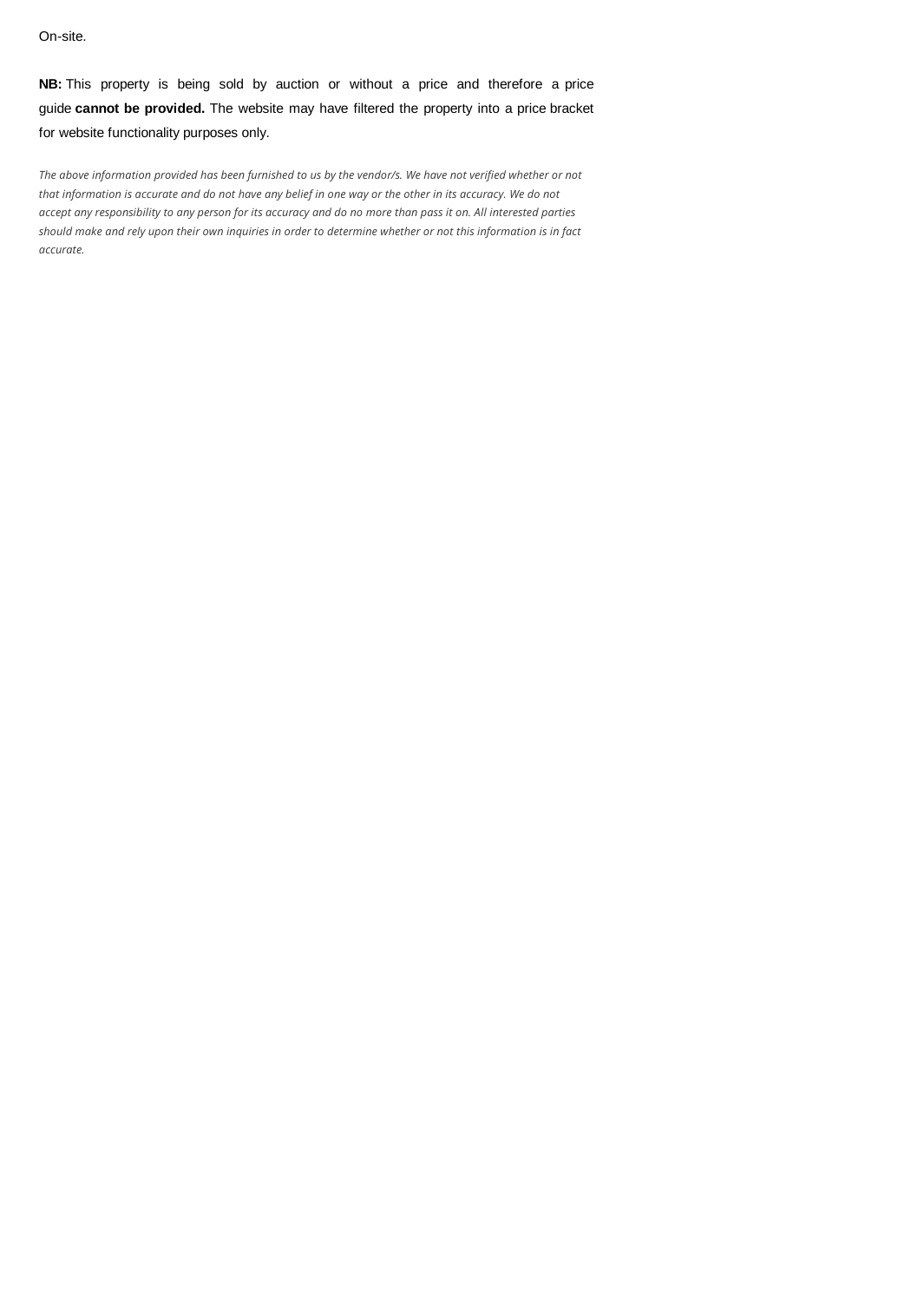On-site.

**NB:** This property is being sold by auction or without a price and therefore a price guide **cannot be provided.** The website may have filtered the property into a price bracket for website functionality purposes only.

*The above information provided has been furnished to us by the vendor/s. We have not verified whether or not that information is accurate and do not have any belief in one way or the other in its accuracy. We do not accept any responsibility to any person for its accuracy and do no more than pass it on. All interested parties should make and rely upon their own inquiries in order to determine whether or not this information is in fact accurate.*